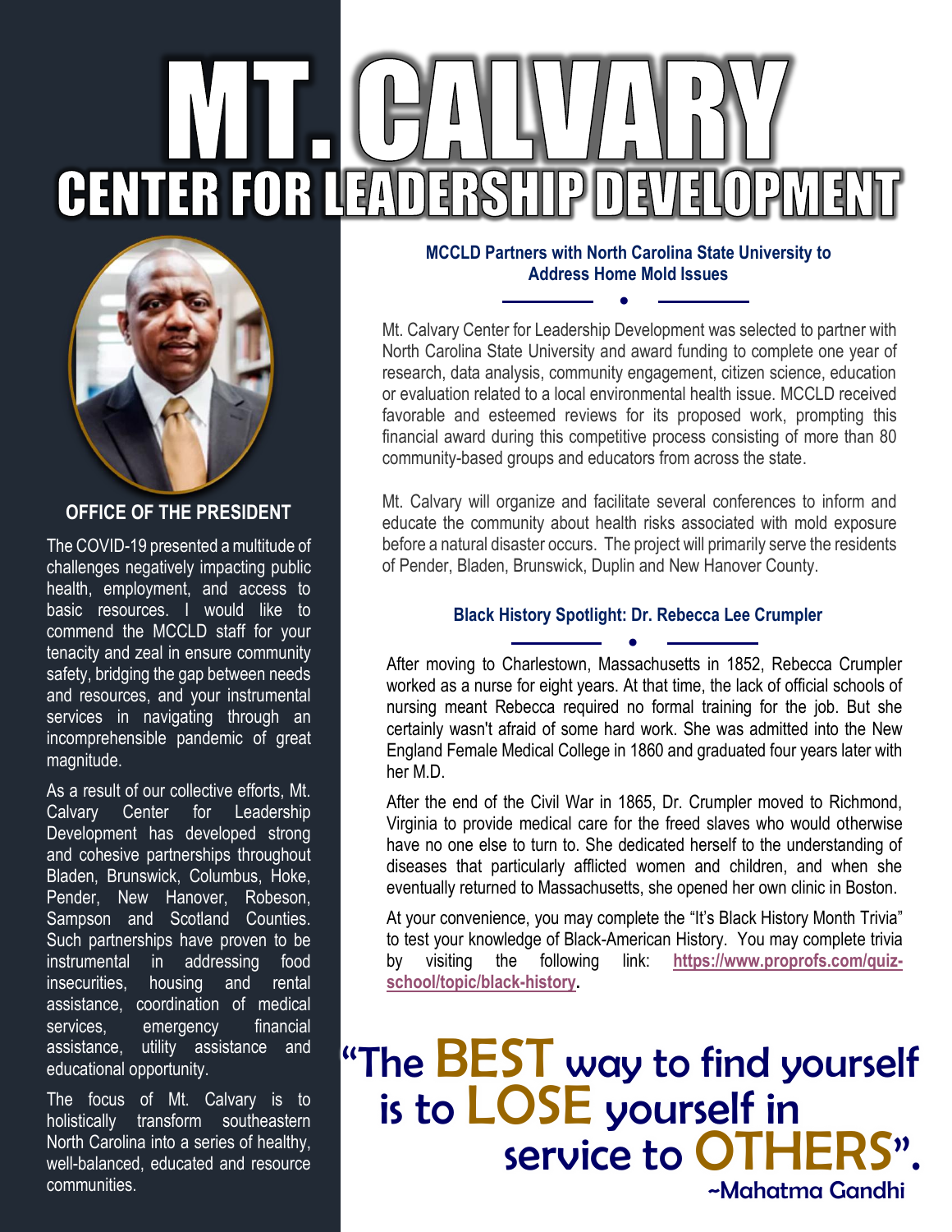# MT. CALVARY
## CENTER FOR LEADERSHIP DEVELOPMENT

### OFFICE OF THE PRESIDENT

The COVID-19 presented a multitude of challenges negatively impacting public health, employment, and access to basic resources. I would like to commend the MCCLD staff for your tenacity and zeal in ensure community safety, bridging the gap between needs and resources, and your instrumental services in navigating through an incomprehensible pandemic of great magnitude.

As a result of our collective efforts, Mt. Calvary Center for Leadership Development has developed strong and cohesive partnerships throughout Bladen, Brunswick, Columbus, Hoke, Pender, New Hanover, Robeson, Sampson and Scotland Counties. Such partnerships have proven to be instrumental in addressing food insecurities, housing and rental assistance, coordination of medical services, emergency financial assistance, utility assistance and educational opportunity.

The focus of Mt. Calvary is to holistically transform southeastern North Carolina into a series of healthy, well-balanced, educated and resource communities.

### MCCLD Partners with North Carolina State University to Address Home Mold Issues

Mt. Calvary Center for Leadership Development was selected to partner with North Carolina State University and award funding to complete one year of research, data analysis, community engagement, citizen science, education or evaluation related to a local environmental health issue. MCCLD received favorable and esteemed reviews for its proposed work, prompting this financial award during this competitive process consisting of more than 80 community-based groups and educators from across the state.

Mt. Calvary will organize and facilitate several conferences to inform and educate the community about health risks associated with mold exposure before a natural disaster occurs. The project will primarily serve the residents of Pender, Bladen, Brunswick, Duplin and New Hanover County.

### Black History Spotlight: Dr. Rebecca Lee Crumpler

After moving to Charlestown, Massachusetts in 1852, Rebecca Crumpler worked as a nurse for eight years. At that time, the lack of official schools of nursing meant Rebecca required no formal training for the job. But she certainly wasn't afraid of some hard work. She was admitted into the New England Female Medical College in 1860 and graduated four years later with her M.D.

After the end of the Civil War in 1865, Dr. Crumpler moved to Richmond, Virginia to provide medical care for the freed slaves who would otherwise have no one else to turn to. She dedicated herself to the understanding of diseases that particularly afflicted women and children, and when she eventually returned to Massachusetts, she opened her own clinic in Boston.

At your convenience, you may complete the "It's Black History Month Trivia" to test your knowledge of Black-American History. You may complete trivia by visiting the following link: **https://www.proprofs.com/quiz-school/topic/black-history**.

"The BEST way to find yourself is to LOSE yourself in service to OTHERS".

~Mahatma Gandhi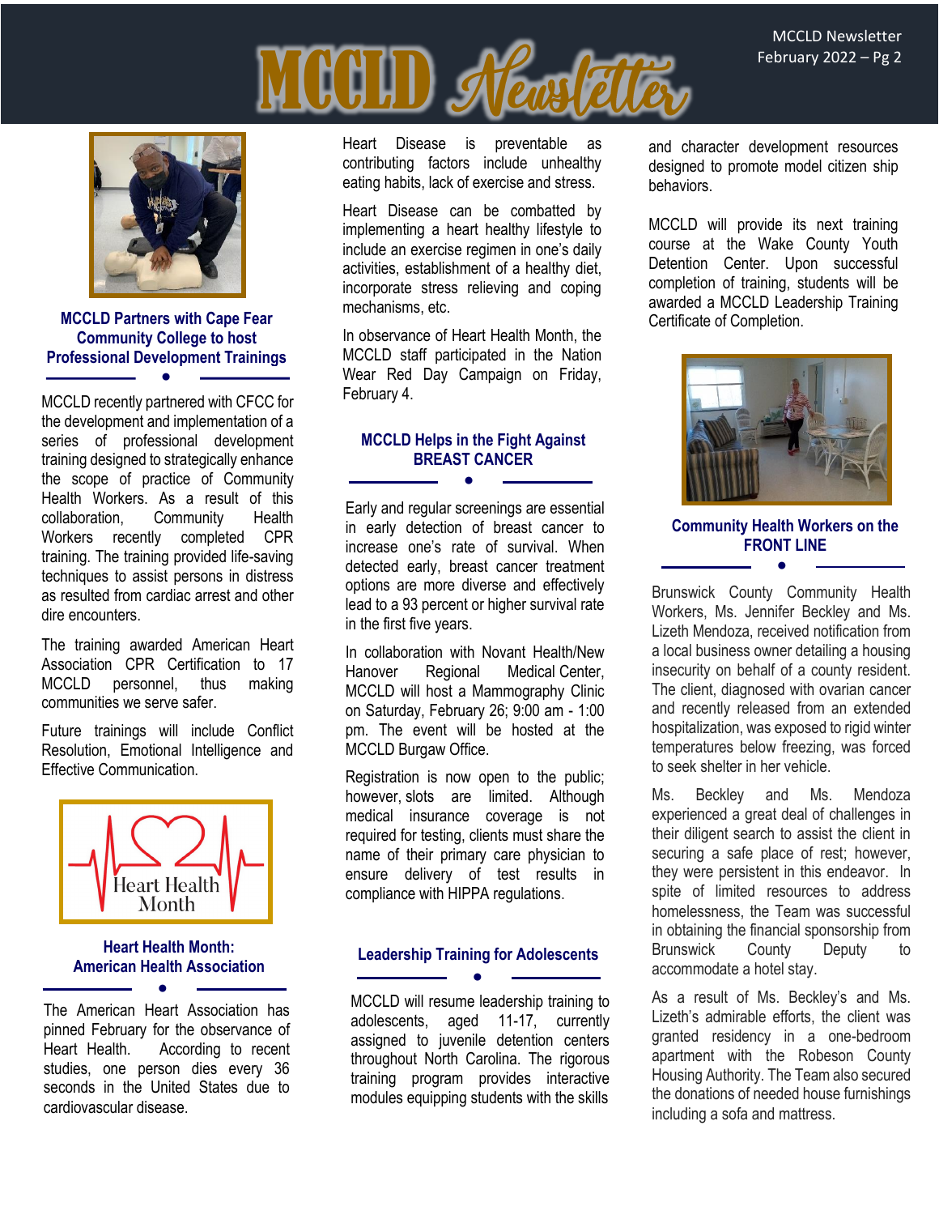## MCCLD Partners with Cape Fear Community College to host Professional Development Trainings

MCCLD recently partnered with CFCC for the development and implementation of a series of professional development training designed to strategically enhance the scope of practice of Community Health Workers. As a result of this collaboration, Community Health Workers recently completed CPR training. The training provided life-saving techniques to assist persons in distress as resulted from cardiac arrest and other dire encounters.

The training awarded American Heart Association CPR Certification to 17 MCCLD personnel, thus making communities we serve safer.

Future trainings will include Conflict Resolution, Emotional Intelligence and Effective Communication.

## Heart Health Month: American Health Association

The American Heart Association has pinned February for the observance of Heart Health. According to recent studies, one person dies every 36 seconds in the United States due to cardiovascular disease.

Heart Disease is preventable as contributing factors include unhealthy eating habits, lack of exercise and stress.

Heart Disease can be combatted by implementing a heart healthy lifestyle to include an exercise regimen in one's daily activities, establishment of a healthy diet, incorporate stress relieving and coping mechanisms, etc.

In observance of Heart Health Month, the MCCLD staff participated in the Nation Wear Red Day Campaign on Friday, February 4.

## MCCLD Helps in the Fight Against BREAST CANCER

Early and regular screenings are essential in early detection of breast cancer to increase one's rate of survival. When detected early, breast cancer treatment options are more diverse and effectively lead to a 93 percent or higher survival rate in the first five years.

In collaboration with Novant Health/New Hanover Regional Medical Center, MCCLD will host a Mammography Clinic on Saturday, February 26; 9:00 am - 1:00 pm. The event will be hosted at the MCCLD Burgaw Office.

Registration is now open to the public; however, slots are limited. Although medical insurance coverage is not required for testing, clients must share the name of their primary care physician to ensure delivery of test results in compliance with HIPPA regulations.

## Leadership Training for Adolescents

MCCLD will resume leadership training to adolescents, aged 11-17, currently assigned to juvenile detention centers throughout North Carolina. The rigorous training program provides interactive modules equipping students with the skills and character development resources designed to promote model citizen ship behaviors.

MCCLD will provide its next training course at the Wake County Youth Detention Center. Upon successful completion of training, students will be awarded a MCCLD Leadership Training Certificate of Completion.

## Community Health Workers on the FRONT LINE

Brunswick County Community Health Workers, Ms. Jennifer Beckley and Ms. Lizeth Mendoza, received notification from a local business owner detailing a housing insecurity on behalf of a county resident. The client, diagnosed with ovarian cancer and recently released from an extended hospitalization, was exposed to rigid winter temperatures below freezing, was forced to seek shelter in her vehicle.

Ms. Beckley and Ms. Mendoza experienced a great deal of challenges in their diligent search to assist the client in securing a safe place of rest; however, they were persistent in this endeavor. In spite of limited resources to address homelessness, the Team was successful in obtaining the financial sponsorship from Brunswick County Deputy to accommodate a hotel stay.

As a result of Ms. Beckley's and Ms. Lizeth's admirable efforts, the client was granted residency in a one-bedroom apartment with the Robeson County Housing Authority. The Team also secured the donations of needed house furnishings including a sofa and mattress.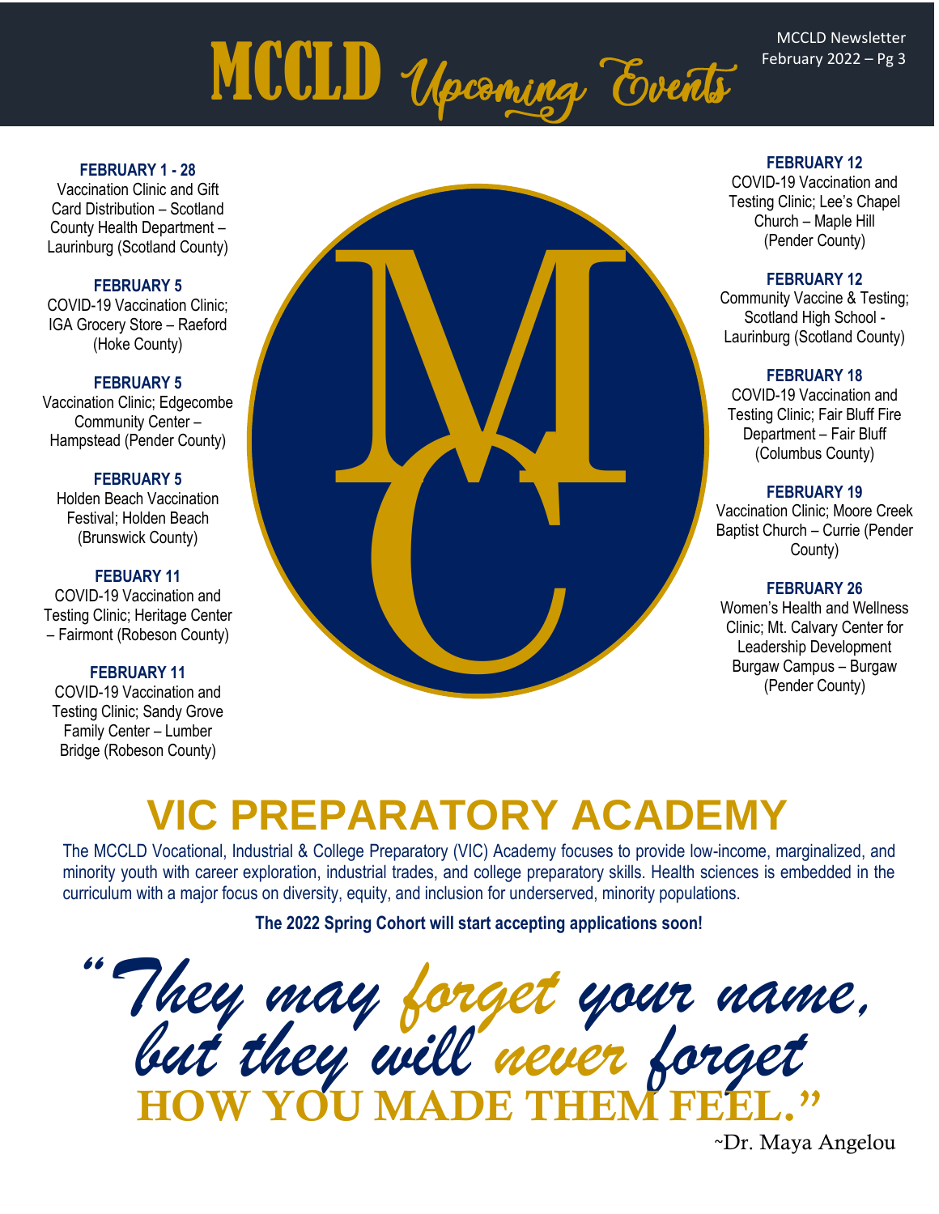# MCCLD Upcoming Events

**FEBRUARY 1 - 28**
Vaccination Clinic and Gift Card Distribution – Scotland County Health Department – Laurinburg (Scotland County)

**FEBRUARY 5**
COVID-19 Vaccination Clinic; IGA Grocery Store – Raeford (Hoke County)

**FEBRUARY 5**
Vaccination Clinic; Edgecombe Community Center – Hampstead (Pender County)

**FEBRUARY 5**
Holden Beach Vaccination Festival; Holden Beach (Brunswick County)

**FEBUARY 11**
COVID-19 Vaccination and Testing Clinic; Heritage Center – Fairmont (Robeson County)

**FEBRUARY 11**
COVID-19 Vaccination and Testing Clinic; Sandy Grove Family Center – Lumber Bridge (Robeson County)

**FEBRUARY 12**
COVID-19 Vaccination and Testing Clinic; Lee's Chapel Church – Maple Hill (Pender County)

**FEBRUARY 12**
Community Vaccine & Testing; Scotland High School - Laurinburg (Scotland County)

**FEBRUARY 18**
COVID-19 Vaccination and Testing Clinic; Fair Bluff Fire Department – Fair Bluff (Columbus County)

**FEBRUARY 19**
Vaccination Clinic; Moore Creek Baptist Church – Currie (Pender County)

**FEBRUARY 26**
Women's Health and Wellness Clinic; Mt. Calvary Center for Leadership Development Burgaw Campus – Burgaw (Pender County)

## VIC PREPARATORY ACADEMY

The MCCLD Vocational, Industrial & College Preparatory (VIC) Academy focuses to provide low-income, marginalized, and minority youth with career exploration, industrial trades, and college preparatory skills. Health sciences is embedded in the curriculum with a major focus on diversity, equity, and inclusion for underserved, minority populations.

**The 2022 Spring Cohort will start accepting applications soon!**

*"They may forget your name, but they will never forget* **HOW YOU MADE THEM FEEL."**

~Dr. Maya Angelou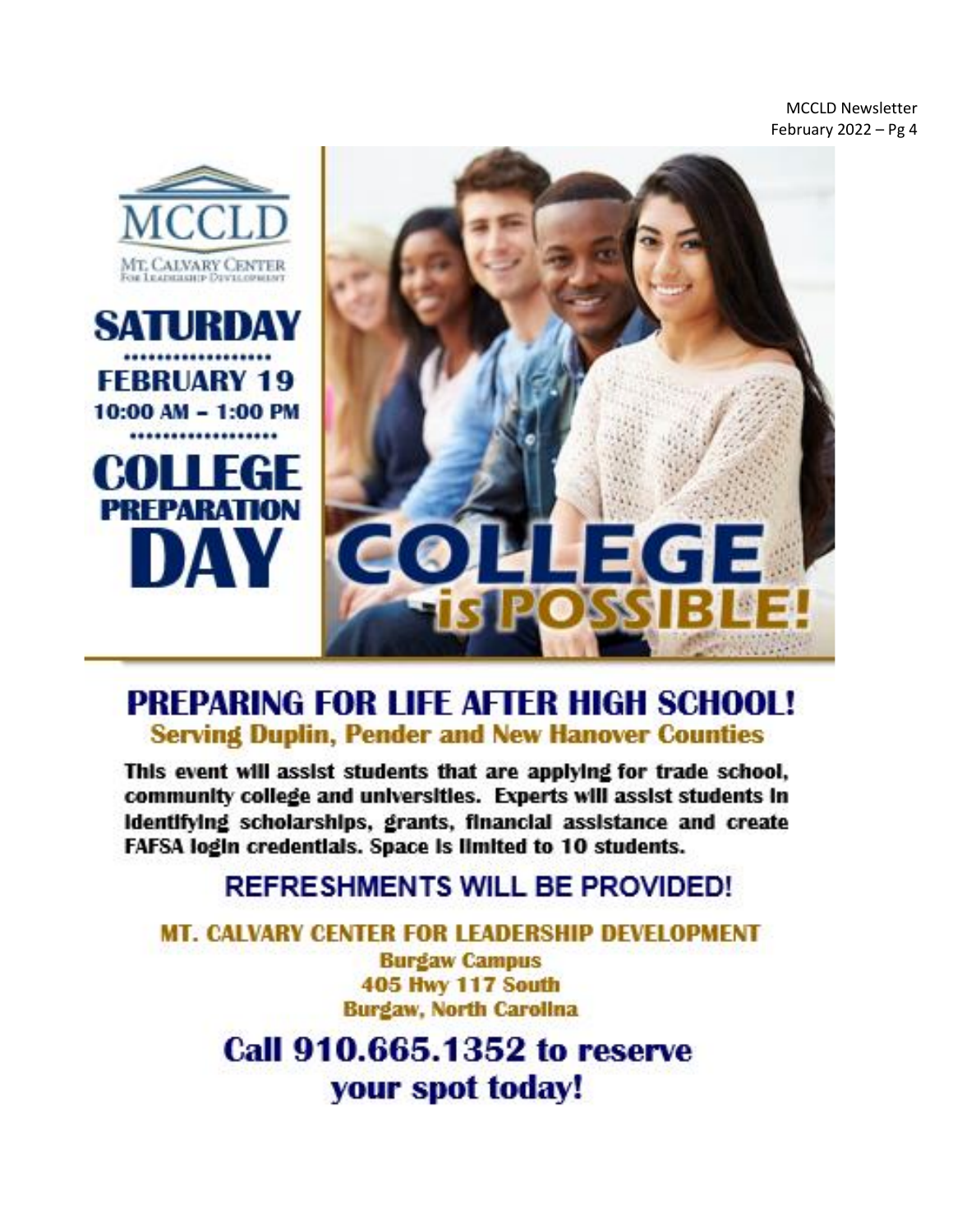MCCLD

MT. CALVARY CENTER FOR LEADERSHIP DEVELOPMENT

**SATURDAY**

**FEBRUARY 19**

**10:00 AM – 1:00 PM**

# COLLEGE PREPARATION DAY

# COLLEGE is POSSIBLE!

## PREPARING FOR LIFE AFTER HIGH SCHOOL!

**Serving Duplin, Pender and New Hanover Counties**

**This event will assist students that are applying for trade school, community college and universities. Experts will assist students in identifying scholarships, grants, financial assistance and create FAFSA login credentials. Space is limited to 10 students.**

### REFRESHMENTS WILL BE PROVIDED!

**MT. CALVARY CENTER FOR LEADERSHIP DEVELOPMENT**

**Burgaw Campus**
**405 Hwy 117 South**
**Burgaw, North Carolina**

## Call 910.665.1352 to reserve your spot today!